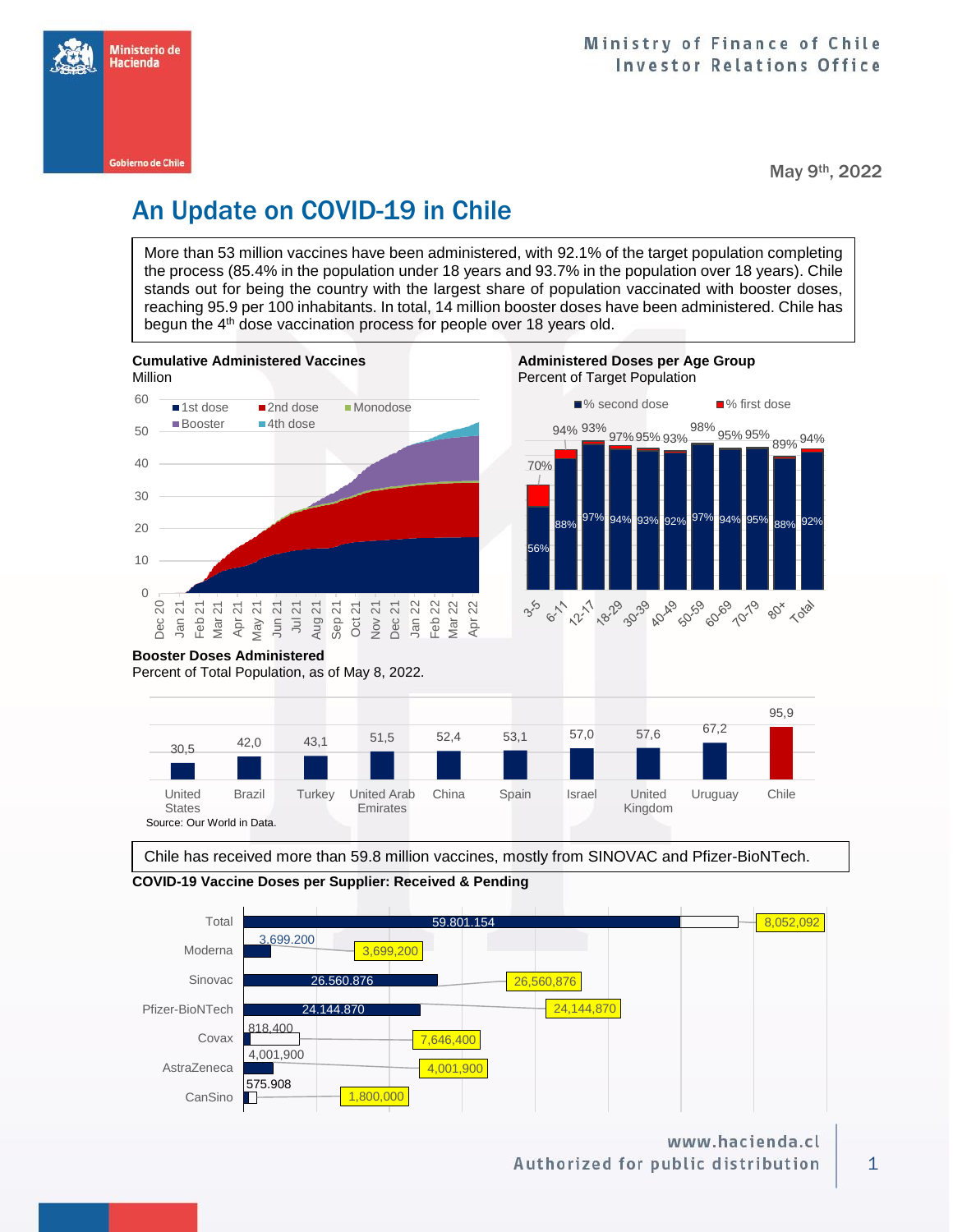Ministry of Finance of Chile
Investor Relations Office

May 9th, 2022

# An Update on COVID-19 in Chile

More than 53 million vaccines have been administered, with 92.1% of the target population completing the process (85.4% in the population under 18 years and 93.7% in the population over 18 years). Chile stands out for being the country with the largest share of population vaccinated with booster doses, reaching 95.9 per 100 inhabitants. In total, 14 million booster doses have been administered. Chile has begun the 4th dose vaccination process for people over 18 years old.

**Cumulative Administered Vaccines**
Million

**Administered Doses per Age Group**
Percent of Target Population

| Age group | % second dose | % first dose |
|---|---|---|
| 3-5 | 56% | 70% |
| 6-11 | 88% | 94% |
| 12-17 | 97% | 93% |
| 18-29 | 94% | 97% |
| 30-39 | 93% | 95% |
| 40-49 | 92% | 93% |
| 50-59 | 97% | 98% |
| 60-69 | 94% | 95% |
| 70-79 | 95% | 95% |
| 80+ | 88% | 89% |
| Total | 92% | 94% |

**Booster Doses Administered**
Percent of Total Population, as of May 8, 2022.

| Country | Booster doses |
|---|---|
| United States | 30,5 |
| Brazil | 42,0 |
| Turkey | 43,1 |
| United Arab Emirates | 51,5 |
| China | 52,4 |
| Spain | 53,1 |
| Israel | 57,0 |
| United Kingdom | 57,6 |
| Uruguay | 67,2 |
| Chile | 95,9 |

Source: Our World in Data.

Chile has received more than 59.8 million vaccines, mostly from SINOVAC and Pfizer-BioNTech.

**COVID-19 Vaccine Doses per Supplier: Received & Pending**

| Supplier | Received | Total |
|---|---|---|
| Total | 59.801.154 | 8,052,092 |
| Moderna | 3.699.200 | 3,699,200 |
| Sinovac | 26.560.876 | 26,560,876 |
| Pfizer-BioNTech | 24.144.870 | 24,144,870 |
| Covax | 818.400 | 7,646,400 |
| AstraZeneca | 4,001,900 | 4,001,900 |
| CanSino | 575.908 | 1,800,000 |

www.hacienda.cl
Authorized for public distribution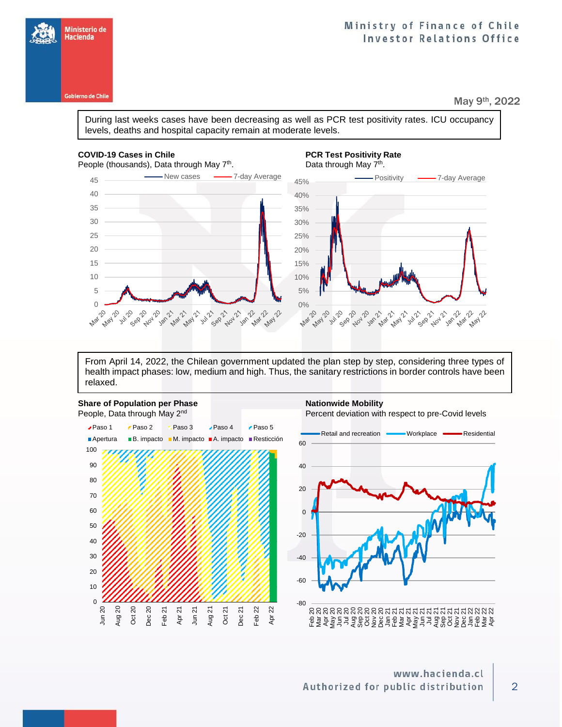May 9th, 2022

During last weeks cases have been decreasing as well as PCR test positivity rates. ICU occupancy levels, deaths and hospital capacity remain at moderate levels.

**COVID-19 Cases in Chile**

People (thousands), Data through May 7th.

**PCR Test Positivity Rate**

Data through May 7th.

From April 14, 2022, the Chilean government updated the plan step by step, considering three types of health impact phases: low, medium and high. Thus, the sanitary restrictions in border controls have been relaxed.

**Share of Population per Phase**

People, Data through May 2nd

**Nationwide Mobility**

Percent deviation with respect to pre-Covid levels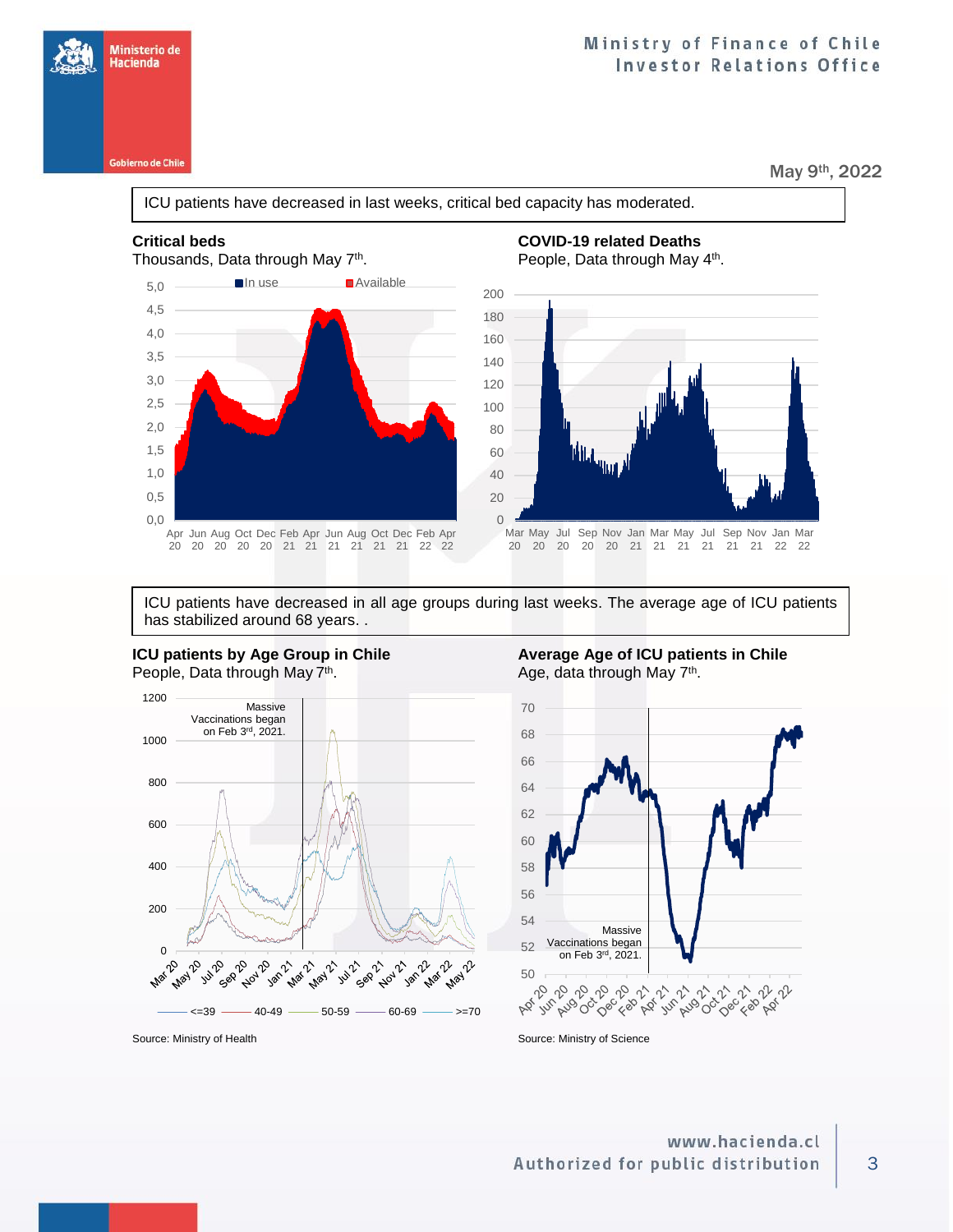May 9th, 2022

ICU patients have decreased in last weeks, critical bed capacity has moderated.

**Critical beds**
Thousands, Data through May 7th.

In use
Available

5,0
4,5
4,0
3,5
3,0
2,5
2,0
1,5
1,0
0,5
0,0

Apr 20 Jun 20 Aug 20 Oct 20 Dec 20 Feb 21 Apr 21 Jun 21 Aug 21 Oct 21 Dec 21 Feb 22 Apr 22

**COVID-19 related Deaths**
People, Data through May 4th.

200
180
160
140
120
100
80
60
40
20
0

Mar 20 May 20 Jul 20 Sep 20 Nov 20 Jan 21 Mar 21 May 21 Jul 21 Sep 21 Nov 21 Jan 22 Mar 22

ICU patients have decreased in all age groups during last weeks. The average age of ICU patients has stabilized around 68 years. .

**ICU patients by Age Group in Chile**
People, Data through May 7th.

Massive Vaccinations began on Feb 3rd, 2021.

1200
1000
800
600
400
200
0

Mar 20 May 20 Jul 20 Sep 20 Nov 20 Jan 21 Mar 21 May 21 Jul 21 Sep 21 Nov 21 Jan 22 Mar 22 May 22

<=39 40-49 50-59 60-69 >=70

Source: Ministry of Health

**Average Age of ICU patients in Chile**
Age, data through May 7th.

Massive Vaccinations began on Feb 3rd, 2021.

70
68
66
64
62
60
58
56
54
52
50

Apr 20 Jun 20 Aug 20 Oct 20 Dec 20 Feb 21 Apr 21 Jun 21 Aug 21 Oct 21 Dec 21 Feb 22 Apr 22

Source: Ministry of Science

www.hacienda.cl
Authorized for public distribution